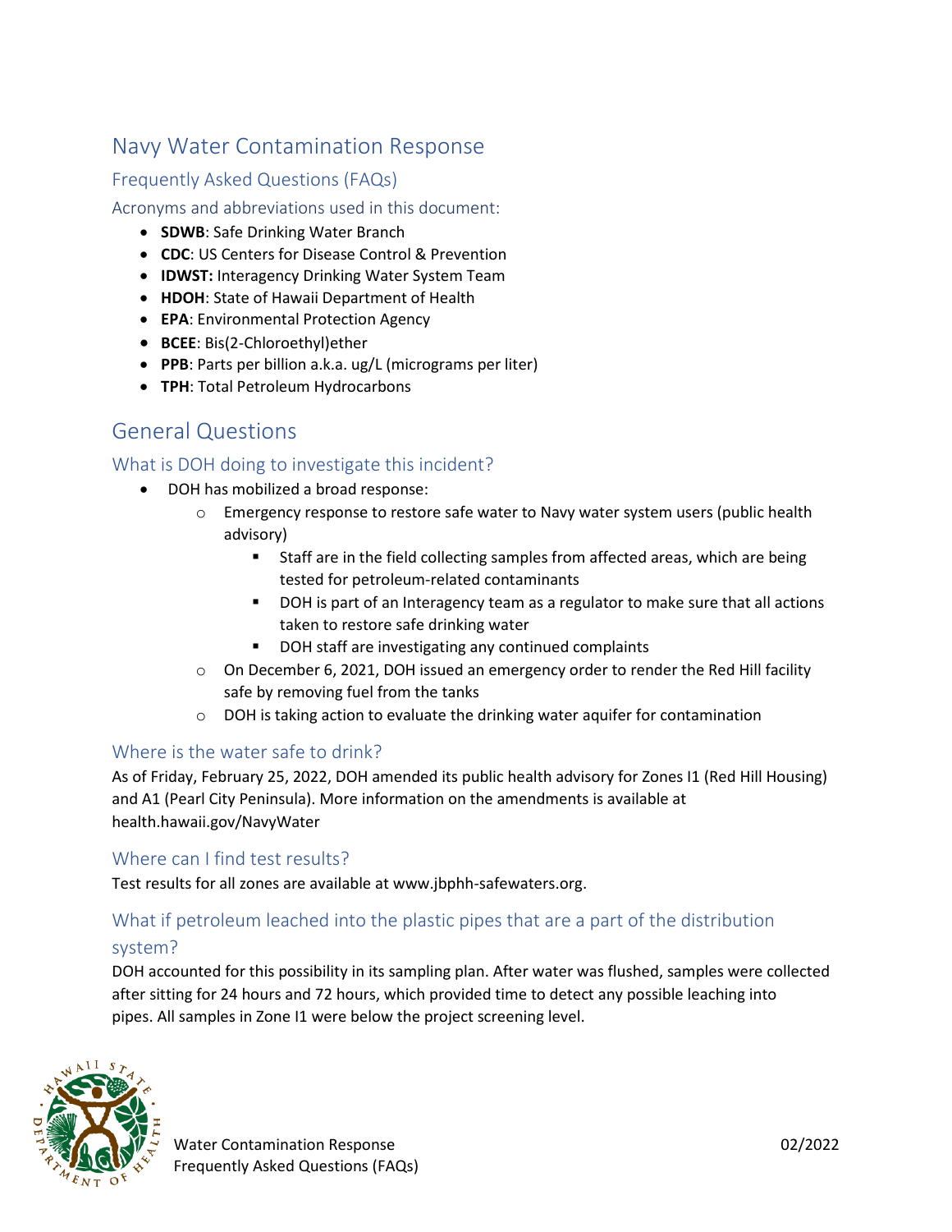# Navy Water Contamination Response

## Frequently Asked Questions (FAQs)

### Acronyms and abbreviations used in this document:

- **SDWB**: Safe Drinking Water Branch
- **CDC**: US Centers for Disease Control & Prevention
- **IDWST:** Interagency Drinking Water System Team
- **HDOH**: State of Hawaii Department of Health
- **EPA**: Environmental Protection Agency
- **BCEE**: Bis(2-Chloroethyl)ether
- **PPB**: Parts per billion a.k.a. ug/L (micrograms per liter)
- **TPH**: Total Petroleum Hydrocarbons

## General Questions

### What is DOH doing to investigate this incident?

- DOH has mobilized a broad response:
  - Emergency response to restore safe water to Navy water system users (public health advisory)
    - Staff are in the field collecting samples from affected areas, which are being tested for petroleum-related contaminants
    - DOH is part of an Interagency team as a regulator to make sure that all actions taken to restore safe drinking water
    - DOH staff are investigating any continued complaints
  - On December 6, 2021, DOH issued an emergency order to render the Red Hill facility safe by removing fuel from the tanks
  - DOH is taking action to evaluate the drinking water aquifer for contamination

### Where is the water safe to drink?

As of Friday, February 25, 2022, DOH amended its public health advisory for Zones I1 (Red Hill Housing) and A1 (Pearl City Peninsula). More information on the amendments is available at health.hawaii.gov/NavyWater

### Where can I find test results?

Test results for all zones are available at www.jbphh-safewaters.org.

### What if petroleum leached into the plastic pipes that are a part of the distribution system?

DOH accounted for this possibility in its sampling plan. After water was flushed, samples were collected after sitting for 24 hours and 72 hours, which provided time to detect any possible leaching into pipes. All samples in Zone I1 were below the project screening level.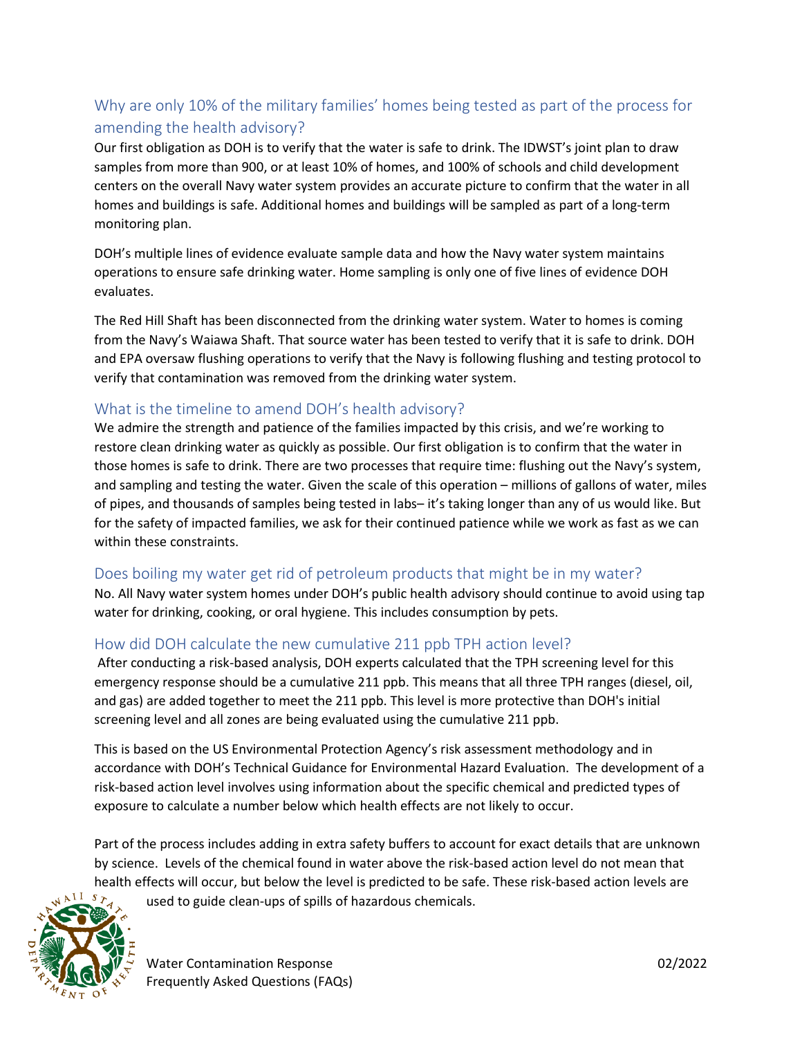## Why are only 10% of the military families' homes being tested as part of the process for amending the health advisory?

Our first obligation as DOH is to verify that the water is safe to drink. The IDWST's joint plan to draw samples from more than 900, or at least 10% of homes, and 100% of schools and child development centers on the overall Navy water system provides an accurate picture to confirm that the water in all homes and buildings is safe. Additional homes and buildings will be sampled as part of a long-term monitoring plan.

DOH's multiple lines of evidence evaluate sample data and how the Navy water system maintains operations to ensure safe drinking water. Home sampling is only one of five lines of evidence DOH evaluates.

The Red Hill Shaft has been disconnected from the drinking water system. Water to homes is coming from the Navy's Waiawa Shaft. That source water has been tested to verify that it is safe to drink. DOH and EPA oversaw flushing operations to verify that the Navy is following flushing and testing protocol to verify that contamination was removed from the drinking water system.

## What is the timeline to amend DOH's health advisory?

We admire the strength and patience of the families impacted by this crisis, and we're working to restore clean drinking water as quickly as possible. Our first obligation is to confirm that the water in those homes is safe to drink. There are two processes that require time: flushing out the Navy's system, and sampling and testing the water. Given the scale of this operation – millions of gallons of water, miles of pipes, and thousands of samples being tested in labs– it's taking longer than any of us would like. But for the safety of impacted families, we ask for their continued patience while we work as fast as we can within these constraints.

## Does boiling my water get rid of petroleum products that might be in my water?

No. All Navy water system homes under DOH's public health advisory should continue to avoid using tap water for drinking, cooking, or oral hygiene. This includes consumption by pets.

## How did DOH calculate the new cumulative 211 ppb TPH action level?

After conducting a risk-based analysis, DOH experts calculated that the TPH screening level for this emergency response should be a cumulative 211 ppb. This means that all three TPH ranges (diesel, oil, and gas) are added together to meet the 211 ppb. This level is more protective than DOH's initial screening level and all zones are being evaluated using the cumulative 211 ppb.

This is based on the US Environmental Protection Agency's risk assessment methodology and in accordance with DOH's Technical Guidance for Environmental Hazard Evaluation. The development of a risk-based action level involves using information about the specific chemical and predicted types of exposure to calculate a number below which health effects are not likely to occur.

Part of the process includes adding in extra safety buffers to account for exact details that are unknown by science. Levels of the chemical found in water above the risk-based action level do not mean that health effects will occur, but below the level is predicted to be safe. These risk-based action levels are used to guide clean-ups of spills of hazardous chemicals.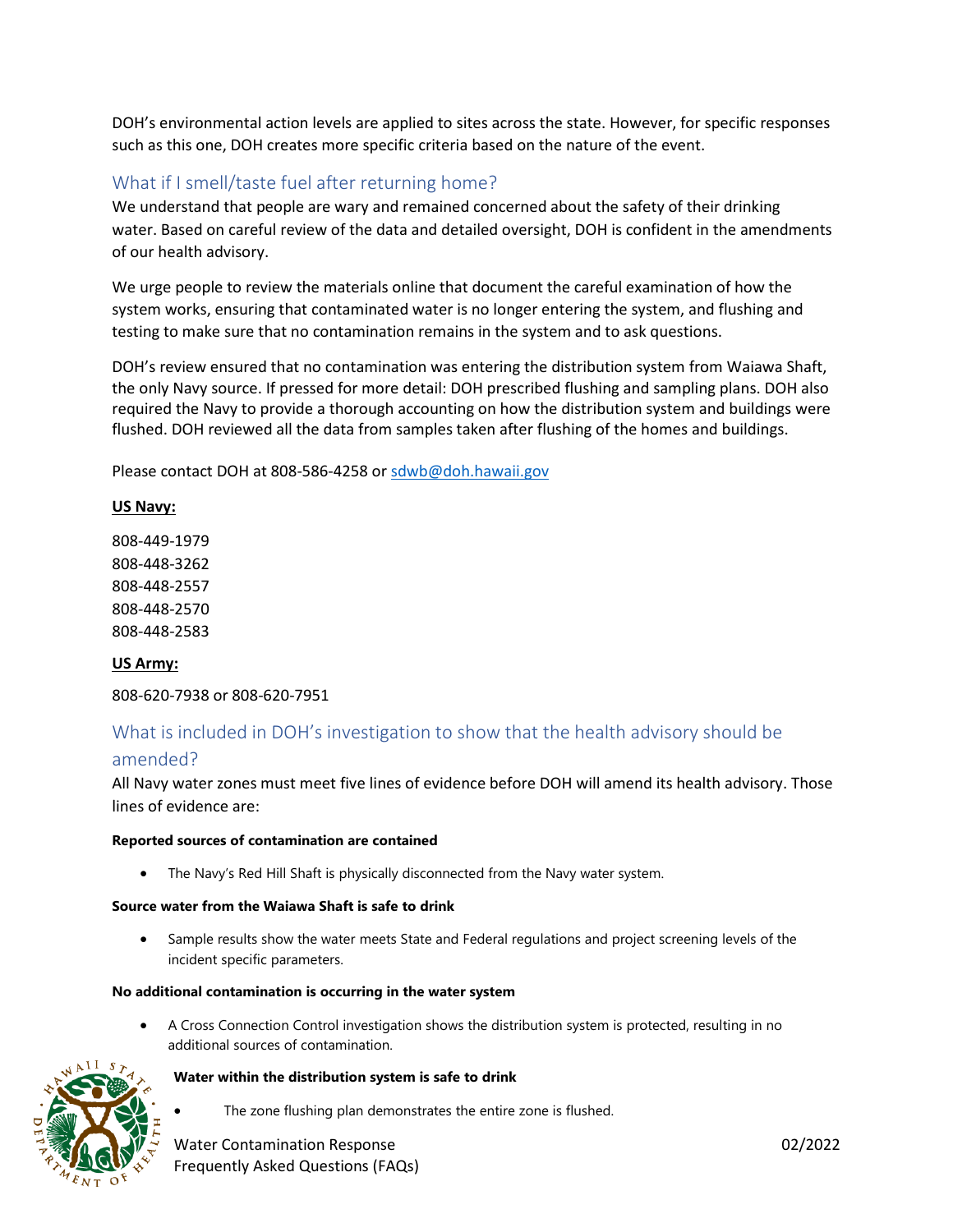DOH's environmental action levels are applied to sites across the state. However, for specific responses such as this one, DOH creates more specific criteria based on the nature of the event.

## What if I smell/taste fuel after returning home?

We understand that people are wary and remained concerned about the safety of their drinking water. Based on careful review of the data and detailed oversight, DOH is confident in the amendments of our health advisory.

We urge people to review the materials online that document the careful examination of how the system works, ensuring that contaminated water is no longer entering the system, and flushing and testing to make sure that no contamination remains in the system and to ask questions.

DOH's review ensured that no contamination was entering the distribution system from Waiawa Shaft, the only Navy source. If pressed for more detail: DOH prescribed flushing and sampling plans. DOH also required the Navy to provide a thorough accounting on how the distribution system and buildings were flushed. DOH reviewed all the data from samples taken after flushing of the homes and buildings.

Please contact DOH at 808-586-4258 or sdwb@doh.hawaii.gov

**US Navy:**

808-449-1979
808-448-3262
808-448-2557
808-448-2570
808-448-2583

**US Army:**

808-620-7938 or 808-620-7951

## What is included in DOH's investigation to show that the health advisory should be amended?

All Navy water zones must meet five lines of evidence before DOH will amend its health advisory. Those lines of evidence are:

**Reported sources of contamination are contained**

- The Navy's Red Hill Shaft is physically disconnected from the Navy water system.

**Source water from the Waiawa Shaft is safe to drink**

- Sample results show the water meets State and Federal regulations and project screening levels of the incident specific parameters.

**No additional contamination is occurring in the water system**

- A Cross Connection Control investigation shows the distribution system is protected, resulting in no additional sources of contamination.

**Water within the distribution system is safe to drink**

- The zone flushing plan demonstrates the entire zone is flushed.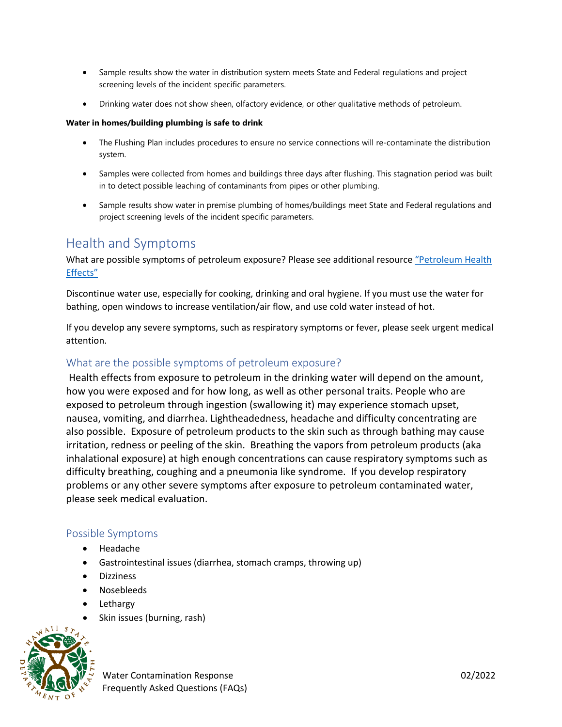- Sample results show the water in distribution system meets State and Federal regulations and project screening levels of the incident specific parameters.
- Drinking water does not show sheen, olfactory evidence, or other qualitative methods of petroleum.

**Water in homes/building plumbing is safe to drink**

- The Flushing Plan includes procedures to ensure no service connections will re-contaminate the distribution system.
- Samples were collected from homes and buildings three days after flushing. This stagnation period was built in to detect possible leaching of contaminants from pipes or other plumbing.
- Sample results show water in premise plumbing of homes/buildings meet State and Federal regulations and project screening levels of the incident specific parameters.

## Health and Symptoms

What are possible symptoms of petroleum exposure? Please see additional resource "Petroleum Health Effects"

Discontinue water use, especially for cooking, drinking and oral hygiene. If you must use the water for bathing, open windows to increase ventilation/air flow, and use cold water instead of hot.

If you develop any severe symptoms, such as respiratory symptoms or fever, please seek urgent medical attention.

### What are the possible symptoms of petroleum exposure?

Health effects from exposure to petroleum in the drinking water will depend on the amount, how you were exposed and for how long, as well as other personal traits. People who are exposed to petroleum through ingestion (swallowing it) may experience stomach upset, nausea, vomiting, and diarrhea. Lightheadedness, headache and difficulty concentrating are also possible. Exposure of petroleum products to the skin such as through bathing may cause irritation, redness or peeling of the skin. Breathing the vapors from petroleum products (aka inhalational exposure) at high enough concentrations can cause respiratory symptoms such as difficulty breathing, coughing and a pneumonia like syndrome. If you develop respiratory problems or any other severe symptoms after exposure to petroleum contaminated water, please seek medical evaluation.

### Possible Symptoms

- Headache
- Gastrointestinal issues (diarrhea, stomach cramps, throwing up)
- Dizziness
- Nosebleeds
- Lethargy
- Skin issues (burning, rash)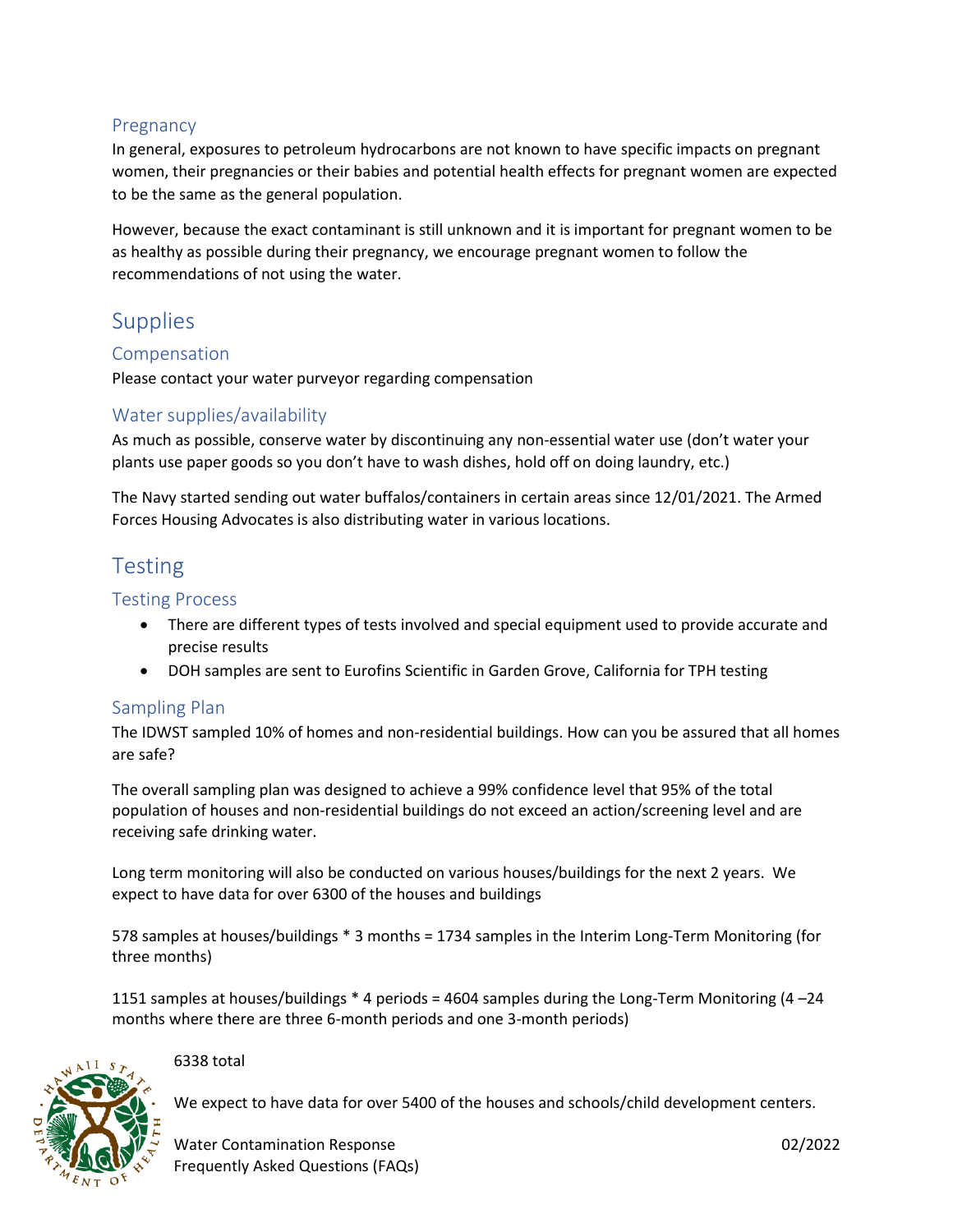### Pregnancy

In general, exposures to petroleum hydrocarbons are not known to have specific impacts on pregnant women, their pregnancies or their babies and potential health effects for pregnant women are expected to be the same as the general population.

However, because the exact contaminant is still unknown and it is important for pregnant women to be as healthy as possible during their pregnancy, we encourage pregnant women to follow the recommendations of not using the water.

## Supplies

### Compensation

Please contact your water purveyor regarding compensation

### Water supplies/availability

As much as possible, conserve water by discontinuing any non-essential water use (don't water your plants use paper goods so you don't have to wash dishes, hold off on doing laundry, etc.)

The Navy started sending out water buffalos/containers in certain areas since 12/01/2021. The Armed Forces Housing Advocates is also distributing water in various locations.

## Testing

### Testing Process

- There are different types of tests involved and special equipment used to provide accurate and precise results
- DOH samples are sent to Eurofins Scientific in Garden Grove, California for TPH testing

### Sampling Plan

The IDWST sampled 10% of homes and non-residential buildings. How can you be assured that all homes are safe?

The overall sampling plan was designed to achieve a 99% confidence level that 95% of the total population of houses and non-residential buildings do not exceed an action/screening level and are receiving safe drinking water.

Long term monitoring will also be conducted on various houses/buildings for the next 2 years. We expect to have data for over 6300 of the houses and buildings

578 samples at houses/buildings * 3 months = 1734 samples in the Interim Long-Term Monitoring (for three months)

1151 samples at houses/buildings * 4 periods = 4604 samples during the Long-Term Monitoring (4 –24 months where there are three 6-month periods and one 3-month periods)

6338 total

We expect to have data for over 5400 of the houses and schools/child development centers.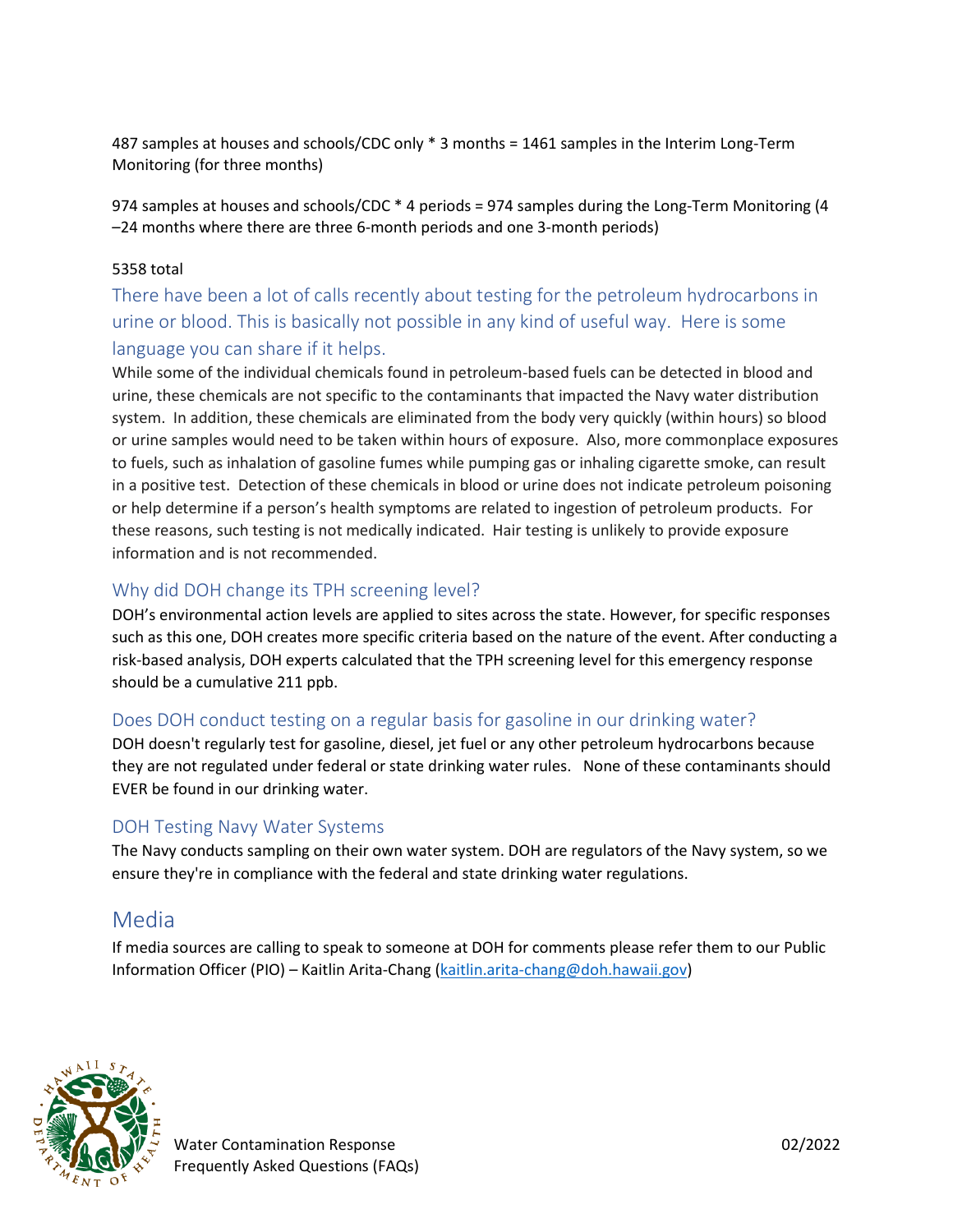487 samples at houses and schools/CDC only * 3 months = 1461 samples in the Interim Long-Term Monitoring (for three months)

974 samples at houses and schools/CDC * 4 periods = 974 samples during the Long-Term Monitoring (4 –24 months where there are three 6-month periods and one 3-month periods)

5358 total

### There have been a lot of calls recently about testing for the petroleum hydrocarbons in urine or blood. This is basically not possible in any kind of useful way. Here is some language you can share if it helps.

While some of the individual chemicals found in petroleum-based fuels can be detected in blood and urine, these chemicals are not specific to the contaminants that impacted the Navy water distribution system. In addition, these chemicals are eliminated from the body very quickly (within hours) so blood or urine samples would need to be taken within hours of exposure. Also, more commonplace exposures to fuels, such as inhalation of gasoline fumes while pumping gas or inhaling cigarette smoke, can result in a positive test. Detection of these chemicals in blood or urine does not indicate petroleum poisoning or help determine if a person's health symptoms are related to ingestion of petroleum products. For these reasons, such testing is not medically indicated. Hair testing is unlikely to provide exposure information and is not recommended.

### Why did DOH change its TPH screening level?

DOH's environmental action levels are applied to sites across the state. However, for specific responses such as this one, DOH creates more specific criteria based on the nature of the event. After conducting a risk-based analysis, DOH experts calculated that the TPH screening level for this emergency response should be a cumulative 211 ppb.

### Does DOH conduct testing on a regular basis for gasoline in our drinking water?

DOH doesn't regularly test for gasoline, diesel, jet fuel or any other petroleum hydrocarbons because they are not regulated under federal or state drinking water rules. None of these contaminants should EVER be found in our drinking water.

### DOH Testing Navy Water Systems

The Navy conducts sampling on their own water system. DOH are regulators of the Navy system, so we ensure they're in compliance with the federal and state drinking water regulations.

## Media

If media sources are calling to speak to someone at DOH for comments please refer them to our Public Information Officer (PIO) – Kaitlin Arita-Chang (kaitlin.arita-chang@doh.hawaii.gov)